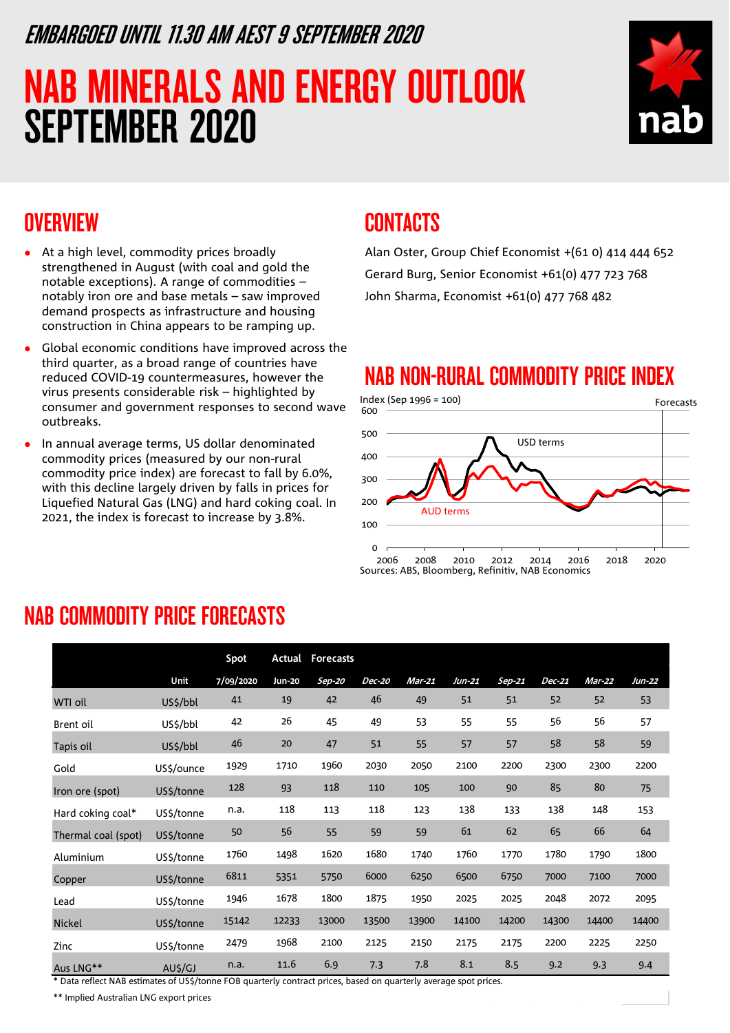*EMBARGOED UNTIL 11.30 AM AEST 9 SEPTEMBER 2020*

# NAB MINERALS AND ENERGY OUTLOOK SEPTEMBER 2020

## OVERVIEW

- At a high level, commodity prices broadly strengthened in August (with coal and gold the notable exceptions). A range of commodities – notably iron ore and base metals – saw improved demand prospects as infrastructure and housing construction in China appears to be ramping up.
- Global economic conditions have improved across the third quarter, as a broad range of countries have reduced COVID-19 countermeasures, however the virus presents considerable risk – highlighted by consumer and government responses to second wave outbreaks.
- In annual average terms, US dollar denominated commodity prices (measured by our non-rural commodity price index) are forecast to fall by 6.0%, with this decline largely driven by falls in prices for Liquefied Natural Gas (LNG) and hard coking coal. In 2021, the index is forecast to increase by 3.8%.

## CONTACTS

Alan Oster, Group Chief Economist +(61 0) 414 444 652

Gerard Burg, Senior Economist +61(0) 477 723 768

John Sharma, Economist +61(0) 477 768 482

## NAB NON-RURAL COMMODITY PRICE INDEX

Index (Sep 1996 = 100)

Sources: ABS, Bloomberg, Refinitiv, NAB Economics

## NAB COMMODITY PRICE FORECASTS

| | Unit | Spot 7/09/2020 | Actual Jun-20 | Forecasts *Sep-20* | *Dec-20* | *Mar-21* | *Jun-21* | *Sep-21* | *Dec-21* | *Mar-22* | *Jun-22* |
|---|---|---|---|---|---|---|---|---|---|---|---|
| WTI oil | US$/bbl | 41 | 19 | 42 | 46 | 49 | 51 | 51 | 52 | 52 | 53 |
| Brent oil | US$/bbl | 42 | 26 | 45 | 49 | 53 | 55 | 55 | 56 | 56 | 57 |
| Tapis oil | US$/bbl | 46 | 20 | 47 | 51 | 55 | 57 | 57 | 58 | 58 | 59 |
| Gold | US$/ounce | 1929 | 1710 | 1960 | 2030 | 2050 | 2100 | 2200 | 2300 | 2300 | 2200 |
| Iron ore (spot) | US$/tonne | 128 | 93 | 118 | 110 | 105 | 100 | 90 | 85 | 80 | 75 |
| Hard coking coal* | US$/tonne | n.a. | 118 | 113 | 118 | 123 | 138 | 133 | 138 | 148 | 153 |
| Thermal coal (spot) | US$/tonne | 50 | 56 | 55 | 59 | 59 | 61 | 62 | 65 | 66 | 64 |
| Aluminium | US$/tonne | 1760 | 1498 | 1620 | 1680 | 1740 | 1760 | 1770 | 1780 | 1790 | 1800 |
| Copper | US$/tonne | 6811 | 5351 | 5750 | 6000 | 6250 | 6500 | 6750 | 7000 | 7100 | 7000 |
| Lead | US$/tonne | 1946 | 1678 | 1800 | 1875 | 1950 | 2025 | 2025 | 2048 | 2072 | 2095 |
| Nickel | US$/tonne | 15142 | 12233 | 13000 | 13500 | 13900 | 14100 | 14200 | 14300 | 14400 | 14400 |
| Zinc | US$/tonne | 2479 | 1968 | 2100 | 2125 | 2150 | 2175 | 2175 | 2200 | 2225 | 2250 |
| Aus LNG** | AU$/GJ | n.a. | 11.6 | 6.9 | 7.3 | 7.8 | 8.1 | 8.5 | 9.2 | 9.3 | 9.4 |

\* Data reflect NAB estimates of US$/tonne FOB quarterly contract prices, based on quarterly average spot prices.

** Implied Australian LNG export prices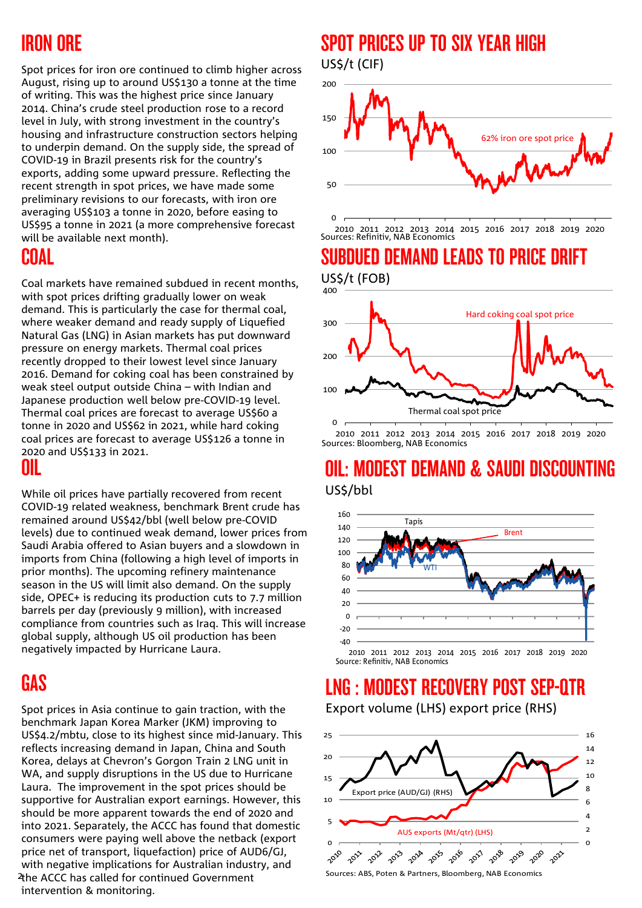# IRON ORE

Spot prices for iron ore continued to climb higher across August, rising up to around US$130 a tonne at the time of writing. This was the highest price since January 2014. China's crude steel production rose to a record level in July, with strong investment in the country's housing and infrastructure construction sectors helping to underpin demand. On the supply side, the spread of COVID-19 in Brazil presents risk for the country's exports, adding some upward pressure. Reflecting the recent strength in spot prices, we have made some preliminary revisions to our forecasts, with iron ore averaging US$103 a tonne in 2020, before easing to US$95 a tonne in 2021 (a more comprehensive forecast will be available next month).

## SPOT PRICES UP TO SIX YEAR HIGH

US$/t (CIF)

Sources: Refinitiv, NAB Economics

# COAL

Coal markets have remained subdued in recent months, with spot prices drifting gradually lower on weak demand. This is particularly the case for thermal coal, where weaker demand and ready supply of Liquefied Natural Gas (LNG) in Asian markets has put downward pressure on energy markets. Thermal coal prices recently dropped to their lowest level since January 2016. Demand for coking coal has been constrained by weak steel output outside China – with Indian and Japanese production well below pre-COVID-19 level. Thermal coal prices are forecast to average US$60 a tonne in 2020 and US$62 in 2021, while hard coking coal prices are forecast to average US$126 a tonne in 2020 and US$133 in 2021.

## SUBDUED DEMAND LEADS TO PRICE DRIFT

US$/t (FOB)

Sources: Bloomberg, NAB Economics

# OIL

While oil prices have partially recovered from recent COVID-19 related weakness, benchmark Brent crude has remained around US$42/bbl (well below pre-COVID levels) due to continued weak demand, lower prices from Saudi Arabia offered to Asian buyers and a slowdown in imports from China (following a high level of imports in prior months). The upcoming refinery maintenance season in the US will limit also demand. On the supply side, OPEC+ is reducing its production cuts to 7.7 million barrels per day (previously 9 million), with increased compliance from countries such as Iraq. This will increase global supply, although US oil production has been negatively impacted by Hurricane Laura.

## OIL: MODEST DEMAND & SAUDI DISCOUNTING

US$/bbl

Source: Refinitiv, NAB Economics

# GAS

Spot prices in Asia continue to gain traction, with the benchmark Japan Korea Marker (JKM) improving to US$4.2/mbtu, close to its highest since mid-January. This reflects increasing demand in Japan, China and South Korea, delays at Chevron's Gorgon Train 2 LNG unit in WA, and supply disruptions in the US due to Hurricane Laura. The improvement in the spot prices should be supportive for Australian export earnings. However, this should be more apparent towards the end of 2020 and into 2021. Separately, the ACCC has found that domestic consumers were paying well above the netback (export price net of transport, liquefaction) price of AUD6/GJ, with negative implications for Australian industry, and the ACCC has called for continued Government intervention & monitoring.

## LNG : MODEST RECOVERY POST SEP-QTR

Export volume (LHS) export price (RHS)

Sources: ABS, Poten & Partners, Bloomberg, NAB Economics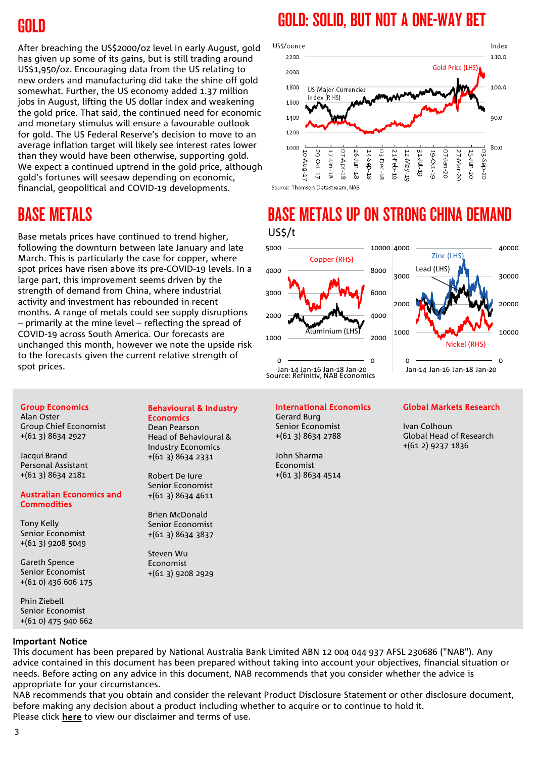# GOLD

After breaching the US$2000/oz level in early August, gold has given up some of its gains, but is still trading around US$1,950/oz. Encouraging data from the US relating to new orders and manufacturing did take the shine off gold somewhat. Further, the US economy added 1.37 million jobs in August, lifting the US dollar index and weakening the gold price. That said, the continued need for economic and monetary stimulus will ensure a favourable outlook for gold. The US Federal Reserve's decision to move to an average inflation target will likely see interest rates lower than they would have been otherwise, supporting gold. We expect a continued uptrend in the gold price, although gold's fortunes will seesaw depending on economic, financial, geopolitical and COVID-19 developments.

## GOLD: SOLID, BUT NOT A ONE-WAY BET

US$/ounce
Index
2200
2000
1800
1600
1400
1200
1000
110.0
100.0
90.0
80.0
Gold Price (LHS)
US Major Currencies Index (RHS)
10-Aug-17
29-Oct-17
17-Jan-18
07-Apr-18
26-Jun-18
14-Sep-18
03-Dec-18
21-Feb-19
12-May-19
31-Jul-19
19-Oct-19
07-Jan-20
27-Mar-20
15-Jun-20
03-Sep-20

Source: Thomson Datastream, NAB

# BASE METALS

Base metals prices have continued to trend higher, following the downturn between late January and late March. This is particularly the case for copper, where spot prices have risen above its pre-COVID-19 levels. In a large part, this improvement seems driven by the strength of demand from China, where industrial activity and investment has rebounded in recent months. A range of metals could see supply disruptions – primarily at the mine level – reflecting the spread of COVID-19 across South America. Our forecasts are unchanged this month, however we note the upside risk to the forecasts given the current relative strength of spot prices.

## BASE METALS UP ON STRONG CHINA DEMAND

US$/t

5000
4000
3000
2000
1000
0
10000
8000
6000
4000
2000
0
Copper (RHS)
Aluminium (LHS)
Jan-14 Jan-16 Jan-18 Jan-20

4000
3000
2000
1000
0
40000
30000
20000
10000
0
Zinc (LHS)
Lead (LHS)
Nickel (RHS)
Jan-14 Jan-16 Jan-18 Jan-20

Source: Refinitiv, NAB Economics

**Group Economics**
Alan Oster
Group Chief Economist
+(61 3) 8634 2927

Jacqui Brand
Personal Assistant
+(61 3) 8634 2181

**Australian Economics and Commodities**

Tony Kelly
Senior Economist
+(61 3) 9208 5049

Gareth Spence
Senior Economist
+(61 0) 436 606 175

Phin Ziebell
Senior Economist
+(61 0) 475 940 662

**Behavioural & Industry Economics**
Dean Pearson
Head of Behavioural & Industry Economics
+(61 3) 8634 2331

Robert De Iure
Senior Economist
+(61 3) 8634 4611

Brien McDonald
Senior Economist
+(61 3) 8634 3837

Steven Wu
Economist
+(61 3) 9208 2929

**International Economics**
Gerard Burg
Senior Economist
+(61 3) 8634 2788

John Sharma
Economist
+(61 3) 8634 4514

**Global Markets Research**

Ivan Colhoun
Global Head of Research
+(61 2) 9237 1836

**Important Notice**
This document has been prepared by National Australia Bank Limited ABN 12 004 044 937 AFSL 230686 ("NAB"). Any advice contained in this document has been prepared without taking into account your objectives, financial situation or needs. Before acting on any advice in this document, NAB recommends that you consider whether the advice is appropriate for your circumstances.
NAB recommends that you obtain and consider the relevant Product Disclosure Statement or other disclosure document, before making any decision about a product including whether to acquire or to continue to hold it.
Please click **here** to view our disclaimer and terms of use.